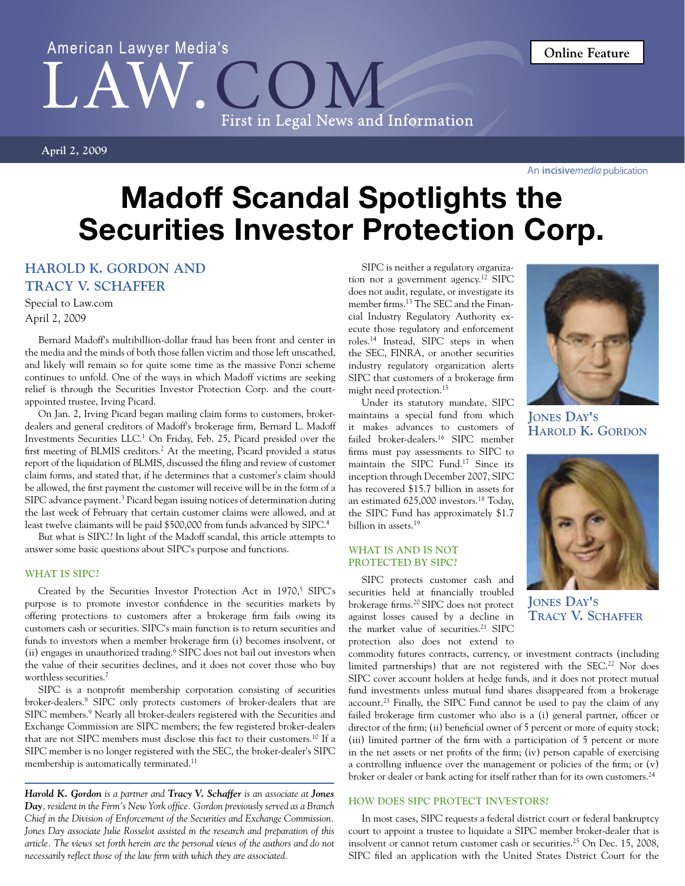American Lawyer Media's LAW.COM — First in Legal News and Information

Online Feature

April 2, 2009

# Madoff Scandal Spotlights the Securities Investor Protection Corp.

**HAROLD K. GORDON AND TRACY V. SCHAFFER**

Special to Law.com
April 2, 2009

Bernard Madoff's multibillion-dollar fraud has been front and center in the media and the minds of both those fallen victim and those left unscathed, and likely will remain so for quite some time as the massive Ponzi scheme continues to unfold. One of the ways in which Madoff victims are seeking relief is through the Securities Investor Protection Corp. and the court-appointed trustee, Irving Picard.

On Jan. 2, Irving Picard began mailing claim forms to customers, broker-dealers and general creditors of Madoff's brokerage firm, Bernard L. Madoff Investments Securities LLC.[1] On Friday, Feb. 25, Picard presided over the first meeting of BLMIS creditors.[2] At the meeting, Picard provided a status report of the liquidation of BLMIS, discussed the filing and review of customer claim forms, and stated that, if he determines that a customer's claim should be allowed, the first payment the customer will receive will be in the form of a SIPC advance payment.[3] Picard began issuing notices of determination during the last week of February that certain customer claims were allowed, and at least twelve claimants will be paid $500,000 from funds advanced by SIPC.[4]

But what is SIPC? In light of the Madoff scandal, this article attempts to answer some basic questions about SIPC's purpose and functions.

## WHAT IS SIPC?

Created by the Securities Investor Protection Act in 1970,[5] SIPC's purpose is to promote investor confidence in the securities markets by offering protections to customers after a brokerage firm fails owing its customers cash or securities. SIPC's main function is to return securities and funds to investors when a member brokerage firm (i) becomes insolvent, or (ii) engages in unauthorized trading.[6] SIPC does not bail out investors when the value of their securities declines, and it does not cover those who buy worthless securities.[7]

SIPC is a nonprofit membership corporation consisting of securities broker-dealers.[8] SIPC only protects customers of broker-dealers that are SIPC members.[9] Nearly all broker-dealers registered with the Securities and Exchange Commission are SIPC members; the few registered broker-dealers that are not SIPC members must disclose this fact to their customers.[10] If a SIPC member is no longer registered with the SEC, the broker-dealer's SIPC membership is automatically terminated.[11]

SIPC is neither a regulatory organization nor a government agency.[12] SIPC does not audit, regulate, or investigate its member firms.[13] The SEC and the Financial Industry Regulatory Authority execute those regulatory and enforcement roles.[14] Instead, SIPC steps in when the SEC, FINRA, or another securities industry regulatory organization alerts SIPC that customers of a brokerage firm might need protection.[15]

Under its statutory mandate, SIPC maintains a special fund from which it makes advances to customers of failed broker-dealers.[16] SIPC member firms must pay assessments to SIPC to maintain the SIPC Fund.[17] Since its inception through December 2007, SIPC has recovered $15.7 billion in assets for an estimated 625,000 investors.[18] Today, the SIPC Fund has approximately $1.7 billion in assets.[19]

JONES DAY'S HAROLD K. GORDON

JONES DAY'S TRACY V. SCHAFFER

## WHAT IS AND IS NOT PROTECTED BY SIPC?

SIPC protects customer cash and securities held at financially troubled brokerage firms.[20] SIPC does not protect against losses caused by a decline in the market value of securities.[21] SIPC protection also does not extend to commodity futures contracts, currency, or investment contracts (including limited partnerships) that are not registered with the SEC.[22] Nor does SIPC cover account holders at hedge funds, and it does not protect mutual fund investments unless mutual fund shares disappeared from a brokerage account.[23] Finally, the SIPC Fund cannot be used to pay the claim of any failed brokerage firm customer who also is a (i) general partner, officer or director of the firm; (ii) beneficial owner of 5 percent or more of equity stock; (iii) limited partner of the firm with a participation of 5 percent or more in the net assets or net profits of the firm; (iv) person capable of exercising a controlling influence over the management or policies of the firm; or (v) broker or dealer or bank acting for itself rather than for its own customers.[24]

## HOW DOES SIPC PROTECT INVESTORS?

In most cases, SIPC requests a federal district court or federal bankruptcy court to appoint a trustee to liquidate a SIPC member broker-dealer that is insolvent or cannot return customer cash or securities.[25] On Dec. 15, 2008, SIPC filed an application with the United States District Court for the

---

*Harold K. Gordon is a partner and Tracy V. Schaffer is an associate at Jones Day, resident in the Firm's New York office. Gordon previously served as a Branch Chief in the Division of Enforcement of the Securities and Exchange Commission. Jones Day associate Julie Rosselot assisted in the research and preparation of this article. The views set forth herein are the personal views of the authors and do not necessarily reflect those of the law firm with which they are associated.*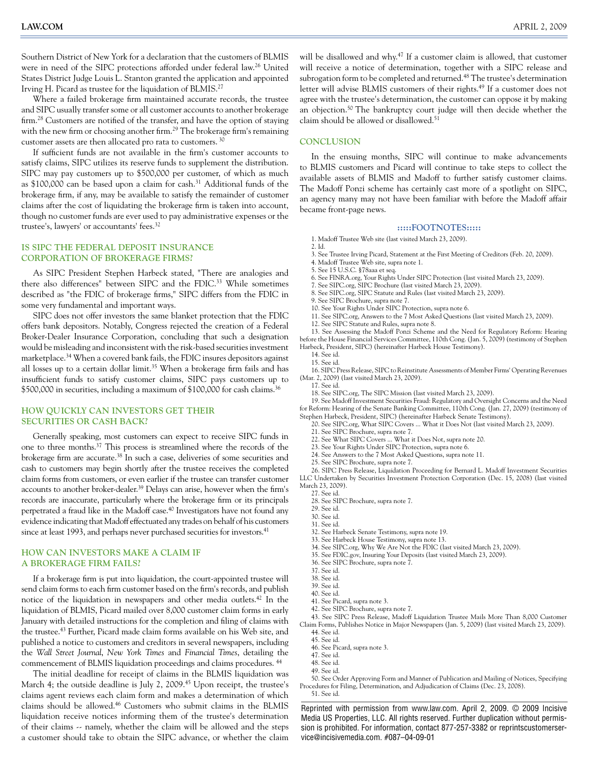Southern District of New York for a declaration that the customers of BLMIS were in need of the SIPC protections afforded under federal law.[26] United States District Judge Louis L. Stanton granted the application and appointed Irving H. Picard as trustee for the liquidation of BLMIS.[27]

Where a failed brokerage firm maintained accurate records, the trustee and SIPC usually transfer some or all customer accounts to another brokerage firm.[28] Customers are notified of the transfer, and have the option of staying with the new firm or choosing another firm.[29] The brokerage firm's remaining customer assets are then allocated pro rata to customers.[30]

If sufficient funds are not available in the firm's customer accounts to satisfy claims, SIPC utilizes its reserve funds to supplement the distribution. SIPC may pay customers up to $500,000 per customer, of which as much as $100,000 can be based upon a claim for cash.[31] Additional funds of the brokerage firm, if any, may be available to satisfy the remainder of customer claims after the cost of liquidating the brokerage firm is taken into account, though no customer funds are ever used to pay administrative expenses or the trustee's, lawyers' or accountants' fees.[32]

## IS SIPC THE FEDERAL DEPOSIT INSURANCE CORPORATION OF BROKERAGE FIRMS?

As SIPC President Stephen Harbeck stated, "There are analogies and there also differences" between SIPC and the FDIC.[33] While sometimes described as "the FDIC of brokerage firms," SIPC differs from the FDIC in some very fundamental and important ways.

SIPC does not offer investors the same blanket protection that the FDIC offers bank depositors. Notably, Congress rejected the creation of a Federal Broker-Dealer Insurance Corporation, concluding that such a designation would be misleading and inconsistent with the risk-based securities investment marketplace.[34] When a covered bank fails, the FDIC insures depositors against all losses up to a certain dollar limit.[35] When a brokerage firm fails and has insufficient funds to satisfy customer claims, SIPC pays customers up to $500,000 in securities, including a maximum of $100,000 for cash claims.[36]

## HOW QUICKLY CAN INVESTORS GET THEIR SECURITIES OR CASH BACK?

Generally speaking, most customers can expect to receive SIPC funds in one to three months.[37] This process is streamlined where the records of the brokerage firm are accurate.[38] In such a case, deliveries of some securities and cash to customers may begin shortly after the trustee receives the completed claim forms from customers, or even earlier if the trustee can transfer customer accounts to another broker-dealer.[39] Delays can arise, however when the firm's records are inaccurate, particularly where the brokerage firm or its principals perpetrated a fraud like in the Madoff case.[40] Investigators have not found any evidence indicating that Madoff effectuated any trades on behalf of his customers since at least 1993, and perhaps never purchased securities for investors.[41]

## HOW CAN INVESTORS MAKE A CLAIM IF A BROKERAGE FIRM FAILS?

If a brokerage firm is put into liquidation, the court-appointed trustee will send claim forms to each firm customer based on the firm's records, and publish notice of the liquidation in newspapers and other media outlets.[42] In the liquidation of BLMIS, Picard mailed over 8,000 customer claim forms in early January with detailed instructions for the completion and filing of claims with the trustee.[43] Further, Picard made claim forms available on his Web site, and published a notice to customers and creditors in several newspapers, including the *Wall Street Journal*, *New York Times* and *Financial Times*, detailing the commencement of BLMIS liquidation proceedings and claims procedures.[44]

The initial deadline for receipt of claims in the BLMIS liquidation was March 4; the outside deadline is July 2, 2009.[45] Upon receipt, the trustee's claims agent reviews each claim form and makes a determination of which claims should be allowed.[46] Customers who submit claims in the BLMIS liquidation receive notices informing them of the trustee's determination of their claims -- namely, whether the claim will be allowed and the steps a customer should take to obtain the SIPC advance, or whether the claim will be disallowed and why.[47] If a customer claim is allowed, that customer will receive a notice of determination, together with a SIPC release and subrogation form to be completed and returned.[48] The trustee's determination letter will advise BLMIS customers of their rights.[49] If a customer does not agree with the trustee's determination, the customer can oppose it by making an objection.[50] The bankruptcy court judge will then decide whether the claim should be allowed or disallowed.[51]

## CONCLUSION

In the ensuing months, SIPC will continue to make advancements to BLMIS customers and Picard will continue to take steps to collect the available assets of BLMIS and Madoff to further satisfy customer claims. The Madoff Ponzi scheme has certainly cast more of a spotlight on SIPC, an agency many may not have been familiar with before the Madoff affair became front-page news.

### :::::FOOTNOTES:::::

1. Madoff Trustee Web site (last visited March 23, 2009).
2. Id.
3. See Trustee Irving Picard, Statement at the First Meeting of Creditors (Feb. 20, 2009).
4. Madoff Trustee Web site, supra note 1.
5. See 15 U.S.C. §78aaa et seq.
6. See FINRA.org, Your Rights Under SIPC Protection (last visited March 23, 2009).
7. See SIPC.org, SIPC Brochure (last visited March 23, 2009).
8. See SIPC.org, SIPC Statute and Rules (last visited March 23, 2009).
9. See SIPC Brochure, supra note 7.
10. See Your Rights Under SIPC Protection, supra note 6.
11. See SIPC.org, Answers to the 7 Most Asked Questions (last visited March 23, 2009).
12. See SIPC Statute and Rules, supra note 8.
13. See Assessing the Madoff Ponzi Scheme and the Need for Regulatory Reform: Hearing before the House Financial Services Committee, 110th Cong. (Jan. 5, 2009) (testimony of Stephen Harbeck, President, SIPC) (hereinafter Harbeck House Testimony).
14. See id.
15. See id.
16. SIPC Press Release, SIPC to Reinstitute Assessments of Member Firms' Operating Revenues (Mar. 2, 2009) (last visited March 23, 2009).
17. See id.
18. See SIPC.org, The SIPC Mission (last visited March 23, 2009).
19. See Madoff Investment Securities Fraud: Regulatory and Oversight Concerns and the Need for Reform: Hearing of the Senate Banking Committee, 110th Cong. (Jan. 27, 2009) (testimony of Stephen Harbeck, President, SIPC) (hereinafter Harbeck Senate Testimony).
20. See SIPC.org, What SIPC Covers … What it Does Not (last visited March 23, 2009).
21. See SIPC Brochure, supra note 7.
22. See What SIPC Covers … What it Does Not, supra note 20.
23. See Your Rights Under SIPC Protection, supra note 6.
24. See Answers to the 7 Most Asked Questions, supra note 11.
25. See SIPC Brochure, supra note 7.
26. SIPC Press Release, Liquidation Proceeding for Bernard L. Madoff Investment Securities LLC Undertaken by Securities Investment Protection Corporation (Dec. 15, 2008) (last visited March 23, 2009).
27. See id.
28. See SIPC Brochure, supra note 7.
29. See id.
30. See id.
31. See id.
32. See Harbeck Senate Testimony, supra note 19.
33. See Harbeck House Testimony, supra note 13.
34. See SIPC.org, Why We Are Not the FDIC (last visited March 23, 2009).
35. See FDIC.gov, Insuring Your Deposits (last visited March 23, 2009).
36. See SIPC Brochure, supra note 7.
37. See id.
38. See id.
39. See id.
40. See id.
41. See Picard, supra note 3.
42. See SIPC Brochure, supra note 7.
43. See SIPC Press Release, Madoff Liquidation Trustee Mails More Than 8,000 Customer Claim Forms, Publishes Notice in Major Newspapers (Jan. 5, 2009) (last visited March 23, 2009).
44. See id.
45. See id.
46. See Picard, supra note 3.
47. See id.
48. See id.
49. See id.
50. See Order Approving Form and Manner of Publication and Mailing of Notices, Specifying Procedures for Filing, Determination, and Adjudication of Claims (Dec. 23, 2008).
51. See id.

Reprinted with permission from www.law.com. April 2, 2009. © 2009 Incisive Media US Properties, LLC. All rights reserved. Further duplication without permission is prohibited. For information, contact 877-257-3382 or reprintscustomerservice@incisivemedia.com. #087–04-09-01